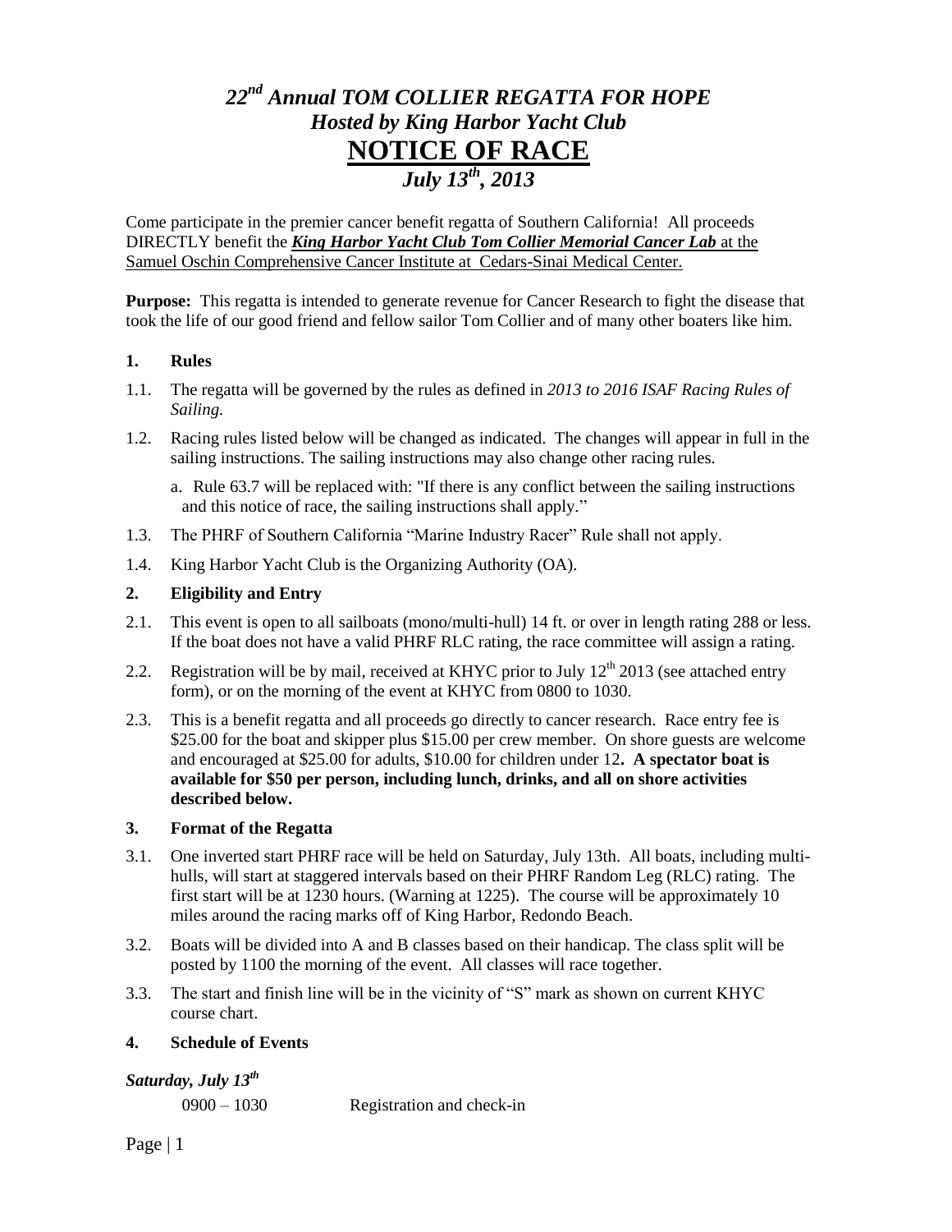# *22nd Annual TOM COLLIER REGATTA FOR HOPE*
## *Hosted by King Harbor Yacht Club*
# NOTICE OF RACE
## *July 13th, 2013*

Come participate in the premier cancer benefit regatta of Southern California! All proceeds DIRECTLY benefit the ***King Harbor Yacht Club Tom Collier Memorial Cancer Lab*** at the Samuel Oschin Comprehensive Cancer Institute at Cedars-Sinai Medical Center.

**Purpose:** This regatta is intended to generate revenue for Cancer Research to fight the disease that took the life of our good friend and fellow sailor Tom Collier and of many other boaters like him.

### 1. Rules

1.1. The regatta will be governed by the rules as defined in *2013 to 2016 ISAF Racing Rules of Sailing.*

1.2. Racing rules listed below will be changed as indicated. The changes will appear in full in the sailing instructions. The sailing instructions may also change other racing rules.

   a. Rule 63.7 will be replaced with: "If there is any conflict between the sailing instructions and this notice of race, the sailing instructions shall apply."

1.3. The PHRF of Southern California "Marine Industry Racer" Rule shall not apply.

1.4. King Harbor Yacht Club is the Organizing Authority (OA).

### 2. Eligibility and Entry

2.1. This event is open to all sailboats (mono/multi-hull) 14 ft. or over in length rating 288 or less. If the boat does not have a valid PHRF RLC rating, the race committee will assign a rating.

2.2. Registration will be by mail, received at KHYC prior to July 12th 2013 (see attached entry form), or on the morning of the event at KHYC from 0800 to 1030.

2.3. This is a benefit regatta and all proceeds go directly to cancer research. Race entry fee is \$25.00 for the boat and skipper plus \$15.00 per crew member. On shore guests are welcome and encouraged at \$25.00 for adults, \$10.00 for children under 12**. A spectator boat is available for \$50 per person, including lunch, drinks, and all on shore activities described below.**

### 3. Format of the Regatta

3.1. One inverted start PHRF race will be held on Saturday, July 13th. All boats, including multi-hulls, will start at staggered intervals based on their PHRF Random Leg (RLC) rating. The first start will be at 1230 hours. (Warning at 1225). The course will be approximately 10 miles around the racing marks off of King Harbor, Redondo Beach.

3.2. Boats will be divided into A and B classes based on their handicap. The class split will be posted by 1100 the morning of the event. All classes will race together.

3.3. The start and finish line will be in the vicinity of "S" mark as shown on current KHYC course chart.

### 4. Schedule of Events

***Saturday, July 13th***

0900 – 1030 Registration and check-in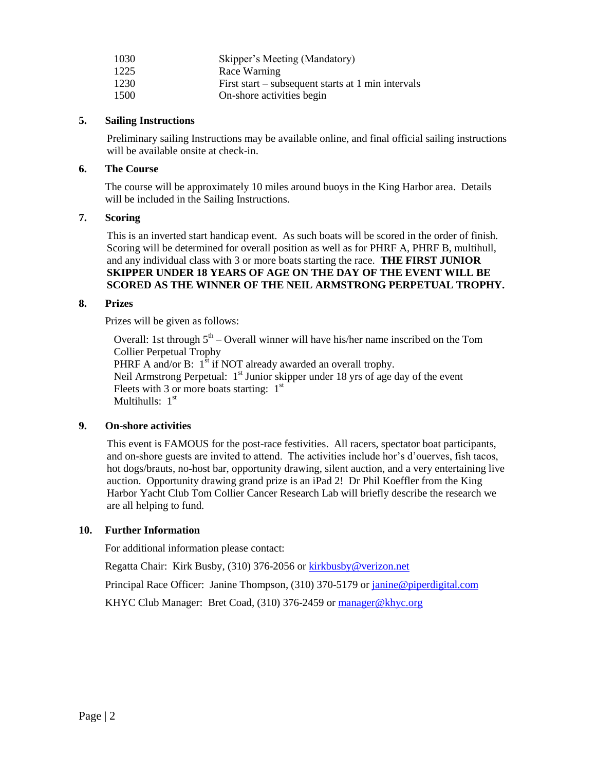| | |
|---|---|
| 1030 | Skipper's Meeting (Mandatory) |
| 1225 | Race Warning |
| 1230 | First start – subsequent starts at 1 min intervals |
| 1500 | On-shore activities begin |

## 5. Sailing Instructions

Preliminary sailing Instructions may be available online, and final official sailing instructions will be available onsite at check-in.

## 6. The Course

The course will be approximately 10 miles around buoys in the King Harbor area. Details will be included in the Sailing Instructions.

## 7. Scoring

This is an inverted start handicap event. As such boats will be scored in the order of finish. Scoring will be determined for overall position as well as for PHRF A, PHRF B, multihull, and any individual class with 3 or more boats starting the race. **THE FIRST JUNIOR SKIPPER UNDER 18 YEARS OF AGE ON THE DAY OF THE EVENT WILL BE SCORED AS THE WINNER OF THE NEIL ARMSTRONG PERPETUAL TROPHY.**

## 8. Prizes

Prizes will be given as follows:

Overall: 1st through 5th – Overall winner will have his/her name inscribed on the Tom Collier Perpetual Trophy
PHRF A and/or B: 1st if NOT already awarded an overall trophy.
Neil Armstrong Perpetual: 1st Junior skipper under 18 yrs of age day of the event
Fleets with 3 or more boats starting: 1st
Multihulls: 1st

## 9. On-shore activities

This event is FAMOUS for the post-race festivities. All racers, spectator boat participants, and on-shore guests are invited to attend. The activities include hor's d'ouerves, fish tacos, hot dogs/brauts, no-host bar, opportunity drawing, silent auction, and a very entertaining live auction. Opportunity drawing grand prize is an iPad 2! Dr Phil Koeffler from the King Harbor Yacht Club Tom Collier Cancer Research Lab will briefly describe the research we are all helping to fund.

## 10. Further Information

For additional information please contact:

Regatta Chair: Kirk Busby, (310) 376-2056 or kirkbusby@verizon.net

Principal Race Officer: Janine Thompson, (310) 370-5179 or janine@piperdigital.com

KHYC Club Manager: Bret Coad, (310) 376-2459 or manager@khyc.org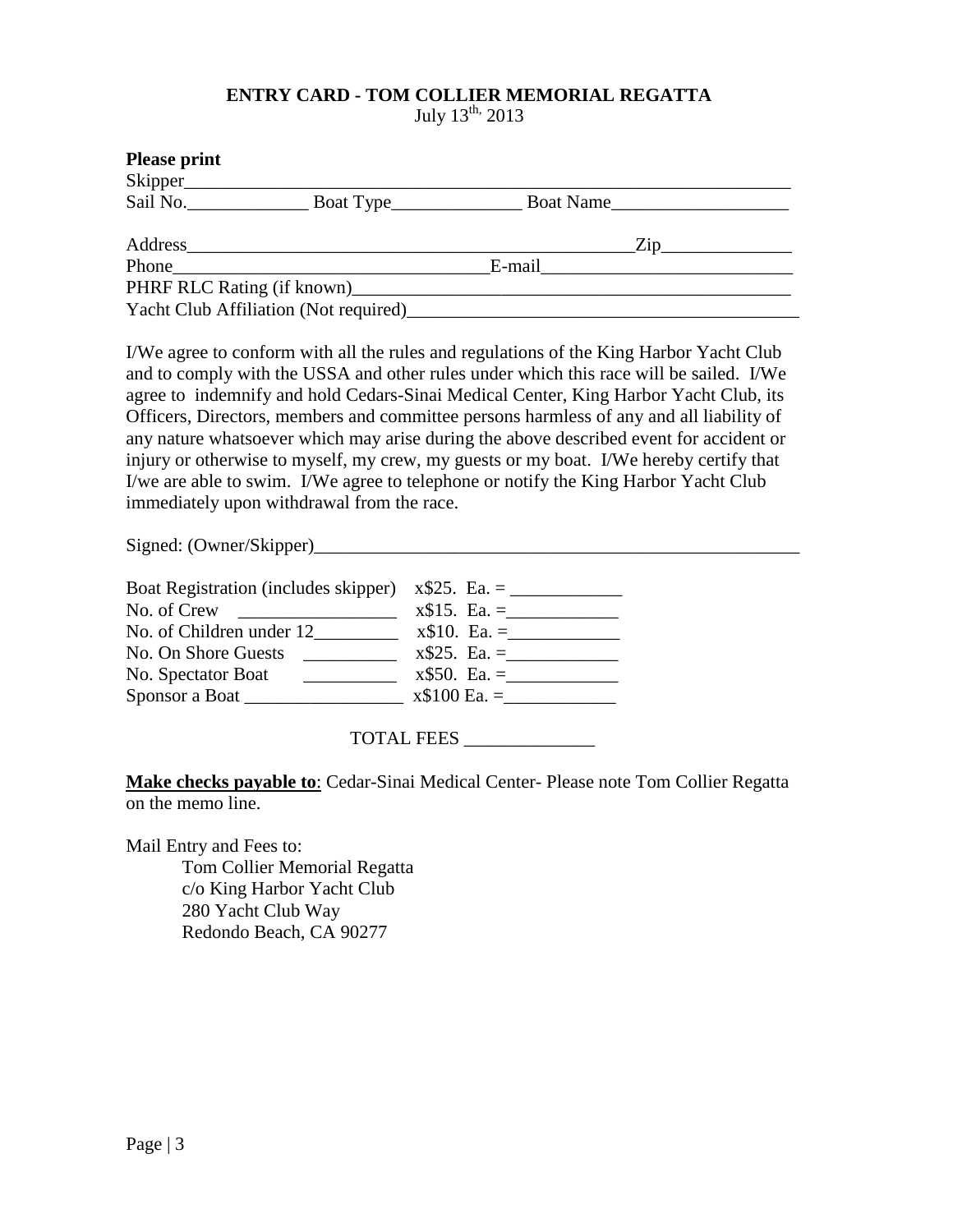**ENTRY CARD - TOM COLLIER MEMORIAL REGATTA**

July 13th, 2013

**Please print**

Skipper_______________________________________________________________

Sail No.____________ Boat Type_____________ Boat Name__________________

Address_______________________________________________Zip_____________

Phone________________________________E-mail_________________________

PHRF RLC Rating (if known)_____________________________________________

Yacht Club Affiliation (Not required)_______________________________________

I/We agree to conform with all the rules and regulations of the King Harbor Yacht Club and to comply with the USSA and other rules under which this race will be sailed. I/We agree to indemnify and hold Cedars-Sinai Medical Center, King Harbor Yacht Club, its Officers, Directors, members and committee persons harmless of any and all liability of any nature whatsoever which may arise during the above described event for accident or injury or otherwise to myself, my crew, my guests or my boat. I/We hereby certify that I/we are able to swim. I/We agree to telephone or notify the King Harbor Yacht Club immediately upon withdrawal from the race.

Signed: (Owner/Skipper)________________________________________________

Boat Registration (includes skipper) x$25. Ea. = ___________

No. of Crew ________________ x$15. Ea. =___________

No. of Children under 12_________ x$10. Ea. =___________

No. On Shore Guests __________ x$25. Ea. =___________

No. Spectator Boat __________ x$50. Ea. =___________

Sponsor a Boat ________________ x$100 Ea. =___________

TOTAL FEES _____________

**Make checks payable to**: Cedar-Sinai Medical Center- Please note Tom Collier Regatta on the memo line.

Mail Entry and Fees to:

Tom Collier Memorial Regatta
c/o King Harbor Yacht Club
280 Yacht Club Way
Redondo Beach, CA 90277